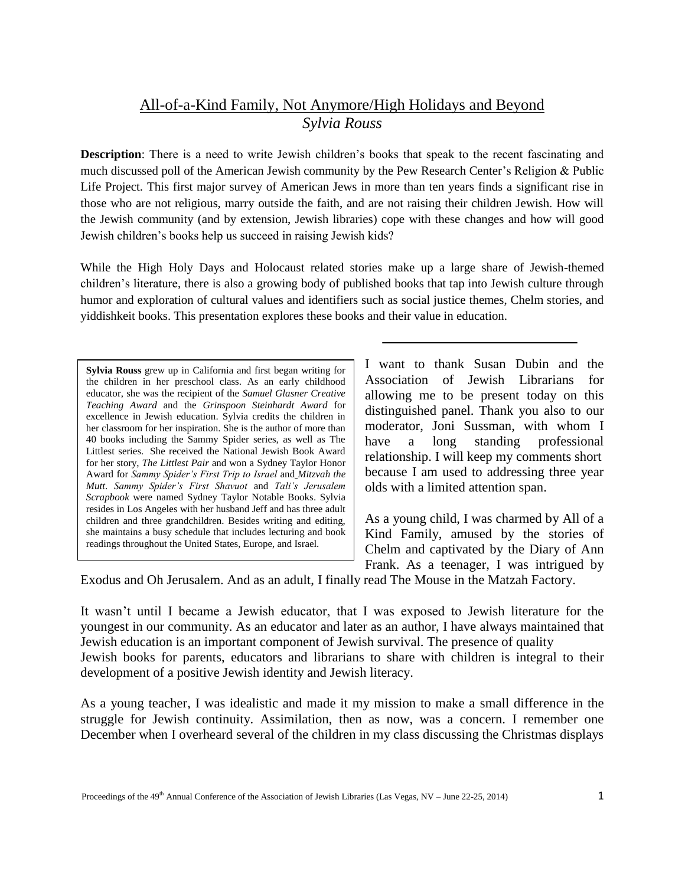# All-of-a-Kind Family, Not Anymore/High Holidays and Beyond

*Sylvia Rouss*

**Description**: There is a need to write Jewish children's books that speak to the recent fascinating and much discussed poll of the American Jewish community by the Pew Research Center's Religion & Public Life Project. This first major survey of American Jews in more than ten years finds a significant rise in those who are not religious, marry outside the faith, and are not raising their children Jewish. How will the Jewish community (and by extension, Jewish libraries) cope with these changes and how will good Jewish children's books help us succeed in raising Jewish kids?

While the High Holy Days and Holocaust related stories make up a large share of Jewish-themed children's literature, there is also a growing body of published books that tap into Jewish culture through humor and exploration of cultural values and identifiers such as social justice themes, Chelm stories, and yiddishkeit books. This presentation explores these books and their value in education.

---

**Sylvia Rouss** grew up in California and first began writing for the children in her preschool class. As an early childhood educator, she was the recipient of the *Samuel Glasner Creative Teaching Award* and the *Grinspoon Steinhardt Award* for excellence in Jewish education. Sylvia credits the children in her classroom for her inspiration. She is the author of more than 40 books including the Sammy Spider series, as well as The Littlest series. She received the National Jewish Book Award for her story, *The Littlest Pair* and won a Sydney Taylor Honor Award for *Sammy Spider's First Trip to Israel* and *Mitzvah the Mutt*. *Sammy Spider's First Shavuot* and *Tali's Jerusalem Scrapbook* were named Sydney Taylor Notable Books. Sylvia resides in Los Angeles with her husband Jeff and has three adult children and three grandchildren. Besides writing and editing, she maintains a busy schedule that includes lecturing and book readings throughout the United States, Europe, and Israel.

I want to thank Susan Dubin and the Association of Jewish Librarians for allowing me to be present today on this distinguished panel. Thank you also to our moderator, Joni Sussman, with whom I have a long standing professional relationship. I will keep my comments short because I am used to addressing three year olds with a limited attention span.

As a young child, I was charmed by All of a Kind Family, amused by the stories of Chelm and captivated by the Diary of Ann Frank. As a teenager, I was intrigued by Exodus and Oh Jerusalem. And as an adult, I finally read The Mouse in the Matzah Factory.

It wasn't until I became a Jewish educator, that I was exposed to Jewish literature for the youngest in our community. As an educator and later as an author, I have always maintained that Jewish education is an important component of Jewish survival. The presence of quality Jewish books for parents, educators and librarians to share with children is integral to their development of a positive Jewish identity and Jewish literacy.

As a young teacher, I was idealistic and made it my mission to make a small difference in the struggle for Jewish continuity. Assimilation, then as now, was a concern. I remember one December when I overheard several of the children in my class discussing the Christmas displays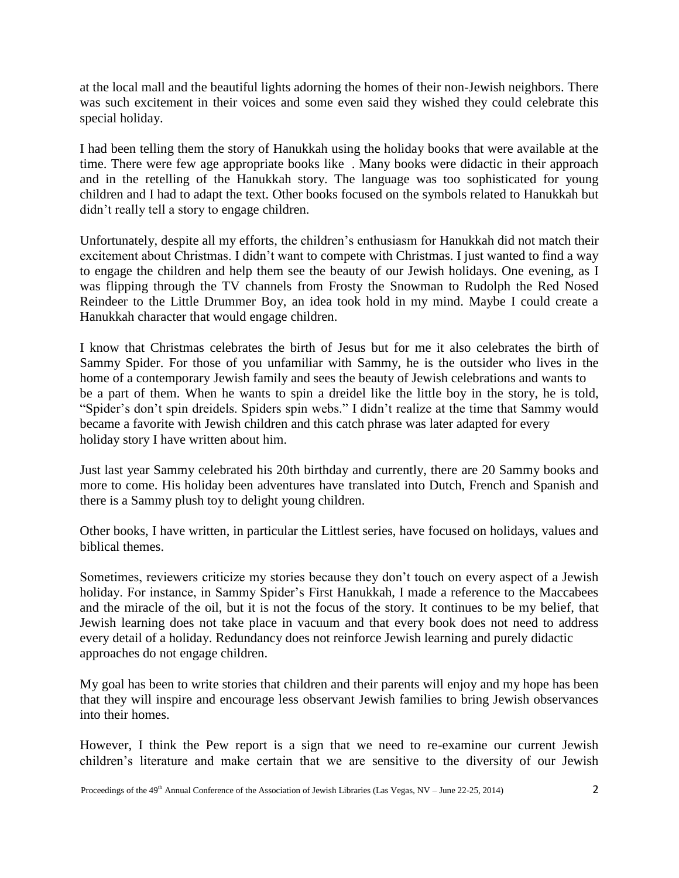at the local mall and the beautiful lights adorning the homes of their non-Jewish neighbors. There was such excitement in their voices and some even said they wished they could celebrate this special holiday.

I had been telling them the story of Hanukkah using the holiday books that were available at the time. There were few age appropriate books like . Many books were didactic in their approach and in the retelling of the Hanukkah story. The language was too sophisticated for young children and I had to adapt the text. Other books focused on the symbols related to Hanukkah but didn't really tell a story to engage children.

Unfortunately, despite all my efforts, the children's enthusiasm for Hanukkah did not match their excitement about Christmas. I didn't want to compete with Christmas. I just wanted to find a way to engage the children and help them see the beauty of our Jewish holidays. One evening, as I was flipping through the TV channels from Frosty the Snowman to Rudolph the Red Nosed Reindeer to the Little Drummer Boy, an idea took hold in my mind. Maybe I could create a Hanukkah character that would engage children.

I know that Christmas celebrates the birth of Jesus but for me it also celebrates the birth of Sammy Spider. For those of you unfamiliar with Sammy, he is the outsider who lives in the home of a contemporary Jewish family and sees the beauty of Jewish celebrations and wants to be a part of them. When he wants to spin a dreidel like the little boy in the story, he is told, "Spider's don't spin dreidels. Spiders spin webs." I didn't realize at the time that Sammy would became a favorite with Jewish children and this catch phrase was later adapted for every holiday story I have written about him.

Just last year Sammy celebrated his 20th birthday and currently, there are 20 Sammy books and more to come. His holiday been adventures have translated into Dutch, French and Spanish and there is a Sammy plush toy to delight young children.

Other books, I have written, in particular the Littlest series, have focused on holidays, values and biblical themes.

Sometimes, reviewers criticize my stories because they don't touch on every aspect of a Jewish holiday. For instance, in Sammy Spider's First Hanukkah, I made a reference to the Maccabees and the miracle of the oil, but it is not the focus of the story. It continues to be my belief, that Jewish learning does not take place in vacuum and that every book does not need to address every detail of a holiday. Redundancy does not reinforce Jewish learning and purely didactic approaches do not engage children.

My goal has been to write stories that children and their parents will enjoy and my hope has been that they will inspire and encourage less observant Jewish families to bring Jewish observances into their homes.

However, I think the Pew report is a sign that we need to re-examine our current Jewish children's literature and make certain that we are sensitive to the diversity of our Jewish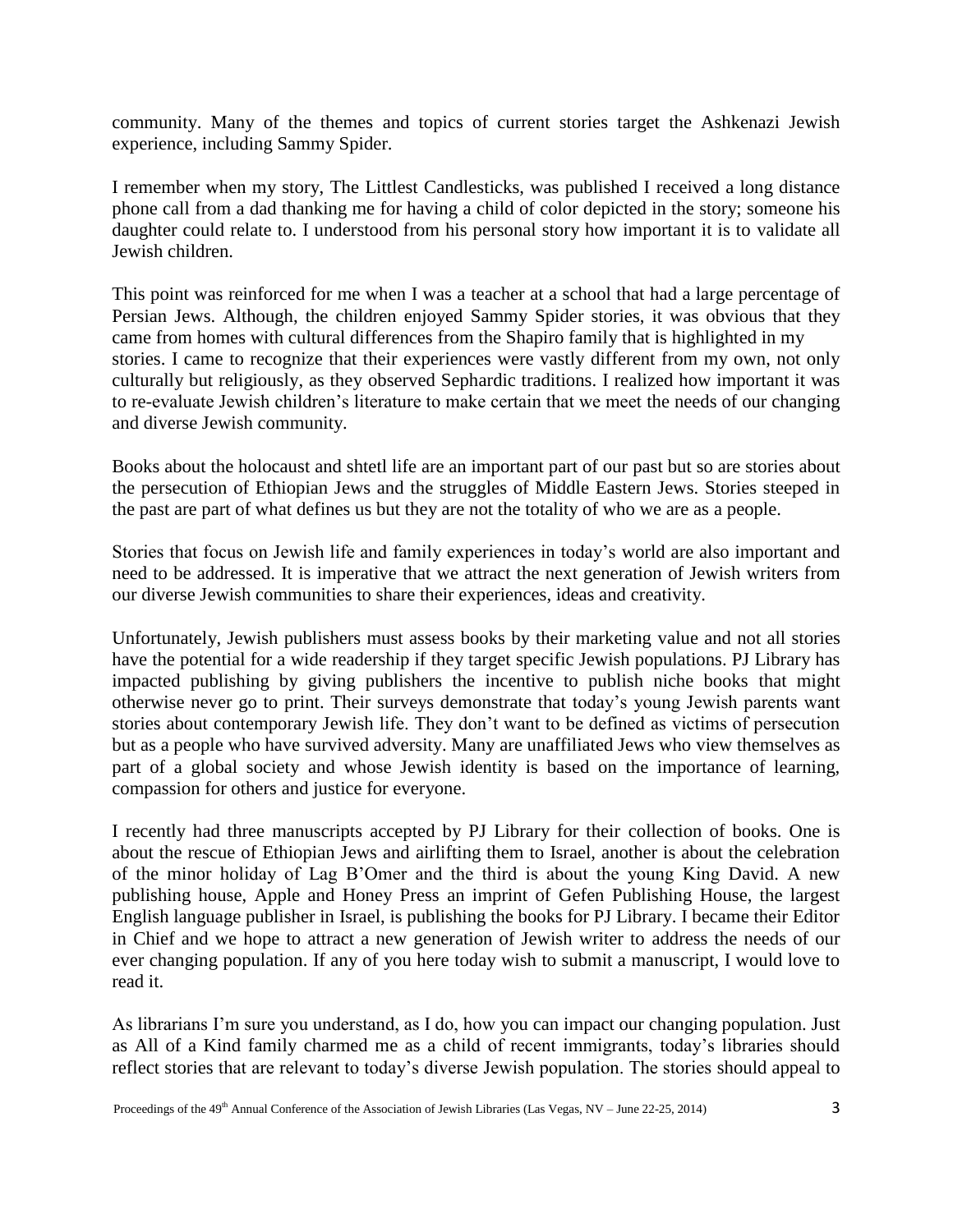community. Many of the themes and topics of current stories target the Ashkenazi Jewish experience, including Sammy Spider.

I remember when my story, The Littlest Candlesticks, was published I received a long distance phone call from a dad thanking me for having a child of color depicted in the story; someone his daughter could relate to. I understood from his personal story how important it is to validate all Jewish children.

This point was reinforced for me when I was a teacher at a school that had a large percentage of Persian Jews. Although, the children enjoyed Sammy Spider stories, it was obvious that they came from homes with cultural differences from the Shapiro family that is highlighted in my stories. I came to recognize that their experiences were vastly different from my own, not only culturally but religiously, as they observed Sephardic traditions. I realized how important it was to re-evaluate Jewish children's literature to make certain that we meet the needs of our changing and diverse Jewish community.

Books about the holocaust and shtetl life are an important part of our past but so are stories about the persecution of Ethiopian Jews and the struggles of Middle Eastern Jews. Stories steeped in the past are part of what defines us but they are not the totality of who we are as a people.

Stories that focus on Jewish life and family experiences in today's world are also important and need to be addressed. It is imperative that we attract the next generation of Jewish writers from our diverse Jewish communities to share their experiences, ideas and creativity.

Unfortunately, Jewish publishers must assess books by their marketing value and not all stories have the potential for a wide readership if they target specific Jewish populations. PJ Library has impacted publishing by giving publishers the incentive to publish niche books that might otherwise never go to print. Their surveys demonstrate that today's young Jewish parents want stories about contemporary Jewish life. They don't want to be defined as victims of persecution but as a people who have survived adversity. Many are unaffiliated Jews who view themselves as part of a global society and whose Jewish identity is based on the importance of learning, compassion for others and justice for everyone.

I recently had three manuscripts accepted by PJ Library for their collection of books. One is about the rescue of Ethiopian Jews and airlifting them to Israel, another is about the celebration of the minor holiday of Lag B'Omer and the third is about the young King David. A new publishing house, Apple and Honey Press an imprint of Gefen Publishing House, the largest English language publisher in Israel, is publishing the books for PJ Library. I became their Editor in Chief and we hope to attract a new generation of Jewish writer to address the needs of our ever changing population. If any of you here today wish to submit a manuscript, I would love to read it.

As librarians I'm sure you understand, as I do, how you can impact our changing population. Just as All of a Kind family charmed me as a child of recent immigrants, today's libraries should reflect stories that are relevant to today's diverse Jewish population. The stories should appeal to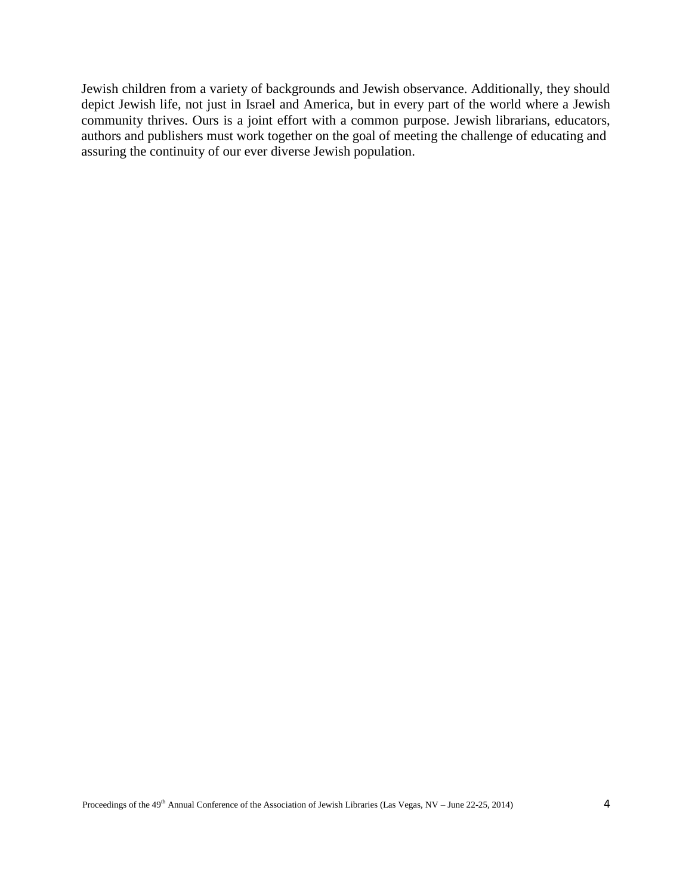Jewish children from a variety of backgrounds and Jewish observance. Additionally, they should depict Jewish life, not just in Israel and America, but in every part of the world where a Jewish community thrives. Ours is a joint effort with a common purpose. Jewish librarians, educators, authors and publishers must work together on the goal of meeting the challenge of educating and assuring the continuity of our ever diverse Jewish population.